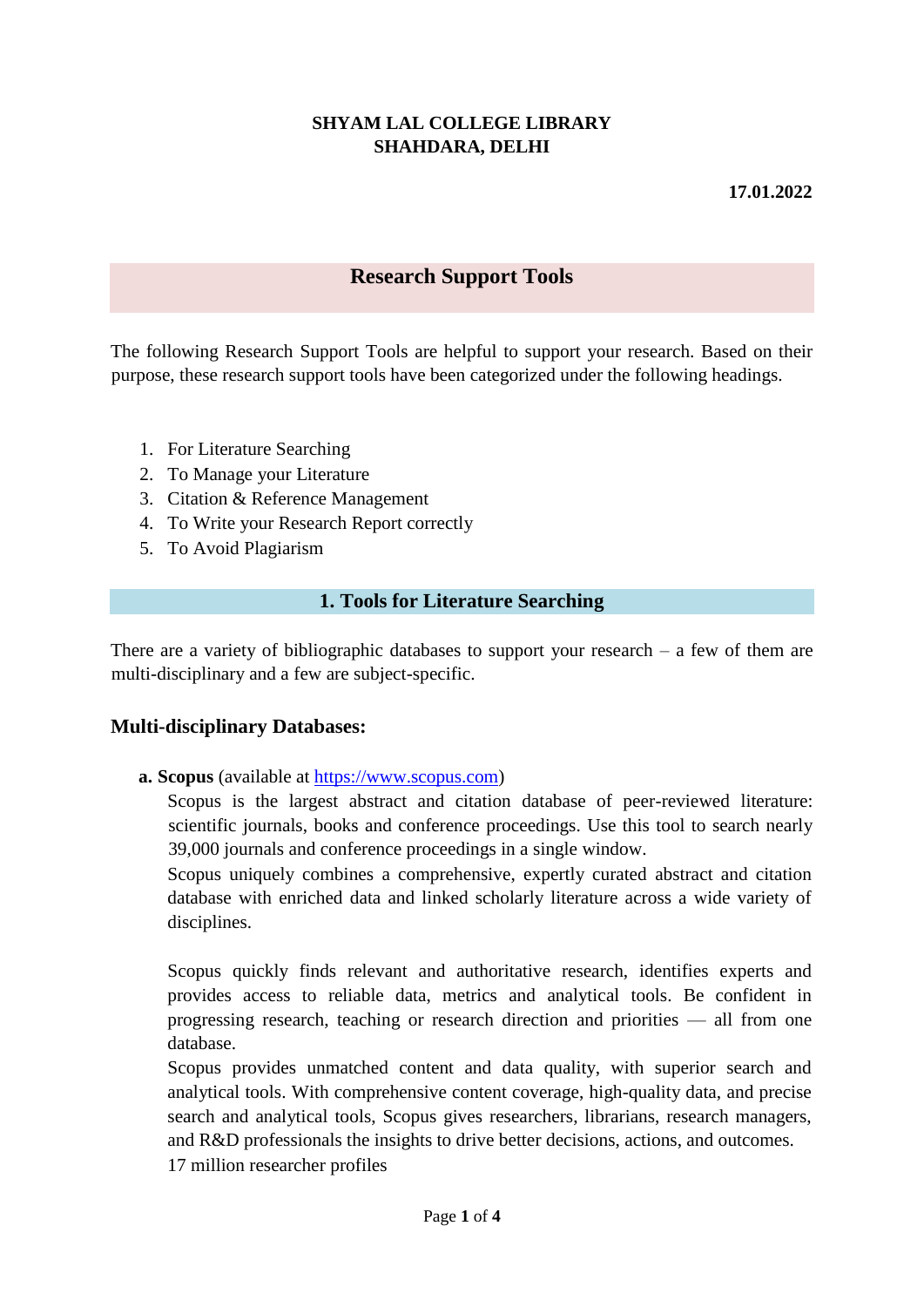**SHYAM LAL COLLEGE LIBRARY**
**SHAHDARA, DELHI**

**17.01.2022**

# Research Support Tools

The following Research Support Tools are helpful to support your research. Based on their purpose, these research support tools have been categorized under the following headings.

1. For Literature Searching
2. To Manage your Literature
3. Citation & Reference Management
4. To Write your Research Report correctly
5. To Avoid Plagiarism

## 1. Tools for Literature Searching

There are a variety of bibliographic databases to support your research – a few of them are multi-disciplinary and a few are subject-specific.

### Multi-disciplinary Databases:

**a. Scopus** (available at https://www.scopus.com)

Scopus is the largest abstract and citation database of peer-reviewed literature: scientific journals, books and conference proceedings. Use this tool to search nearly 39,000 journals and conference proceedings in a single window.

Scopus uniquely combines a comprehensive, expertly curated abstract and citation database with enriched data and linked scholarly literature across a wide variety of disciplines.

Scopus quickly finds relevant and authoritative research, identifies experts and provides access to reliable data, metrics and analytical tools. Be confident in progressing research, teaching or research direction and priorities — all from one database.

Scopus provides unmatched content and data quality, with superior search and analytical tools. With comprehensive content coverage, high-quality data, and precise search and analytical tools, Scopus gives researchers, librarians, research managers, and R&D professionals the insights to drive better decisions, actions, and outcomes.

17 million researcher profiles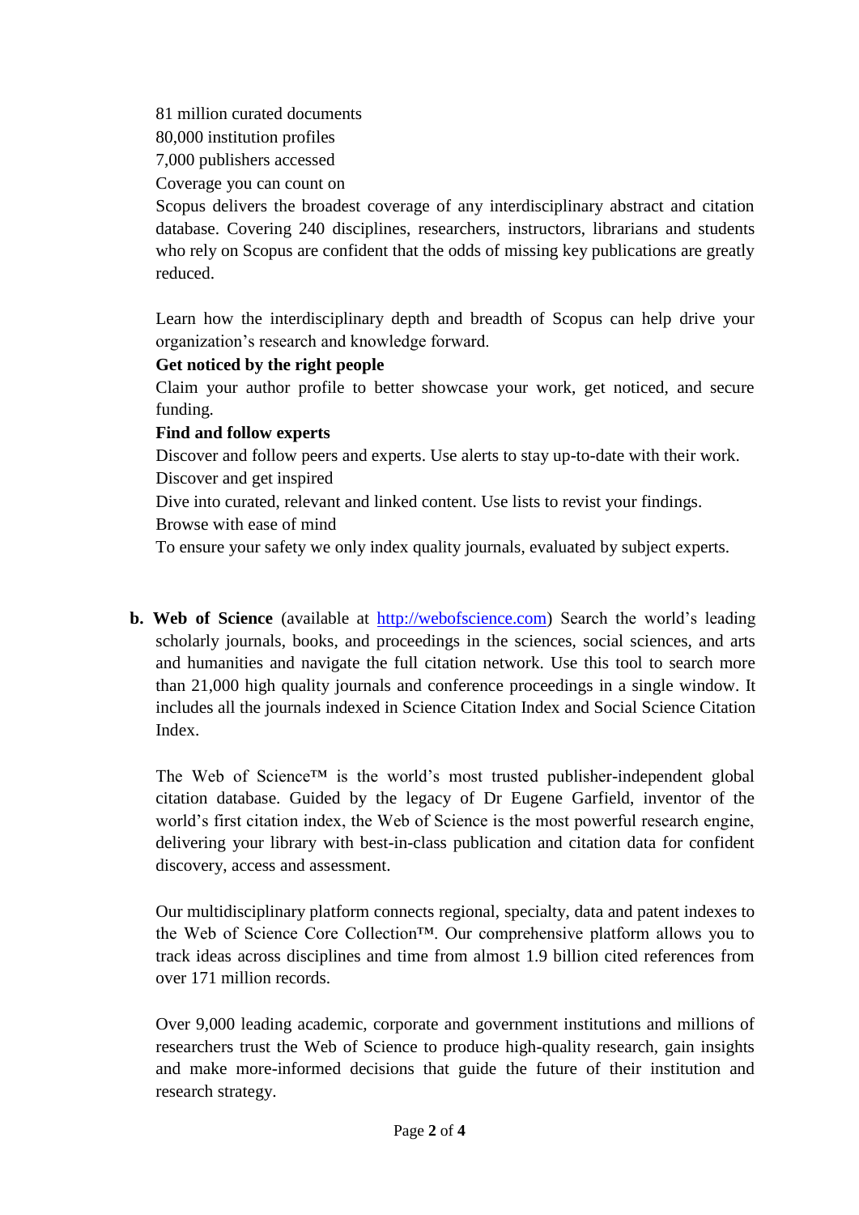81 million curated documents
80,000 institution profiles
7,000 publishers accessed
Coverage you can count on
Scopus delivers the broadest coverage of any interdisciplinary abstract and citation database. Covering 240 disciplines, researchers, instructors, librarians and students who rely on Scopus are confident that the odds of missing key publications are greatly reduced.

Learn how the interdisciplinary depth and breadth of Scopus can help drive your organization's research and knowledge forward.

**Get noticed by the right people**

Claim your author profile to better showcase your work, get noticed, and secure funding.

**Find and follow experts**

Discover and follow peers and experts. Use alerts to stay up-to-date with their work.
Discover and get inspired
Dive into curated, relevant and linked content. Use lists to revisit your findings.
Browse with ease of mind
To ensure your safety we only index quality journals, evaluated by subject experts.

**b. Web of Science** (available at [http://webofscience.com](http://webofscience.com)) Search the world's leading scholarly journals, books, and proceedings in the sciences, social sciences, and arts and humanities and navigate the full citation network. Use this tool to search more than 21,000 high quality journals and conference proceedings in a single window. It includes all the journals indexed in Science Citation Index and Social Science Citation Index.

The Web of Science™ is the world's most trusted publisher-independent global citation database. Guided by the legacy of Dr Eugene Garfield, inventor of the world's first citation index, the Web of Science is the most powerful research engine, delivering your library with best-in-class publication and citation data for confident discovery, access and assessment.

Our multidisciplinary platform connects regional, specialty, data and patent indexes to the Web of Science Core Collection™. Our comprehensive platform allows you to track ideas across disciplines and time from almost 1.9 billion cited references from over 171 million records.

Over 9,000 leading academic, corporate and government institutions and millions of researchers trust the Web of Science to produce high-quality research, gain insights and make more-informed decisions that guide the future of their institution and research strategy.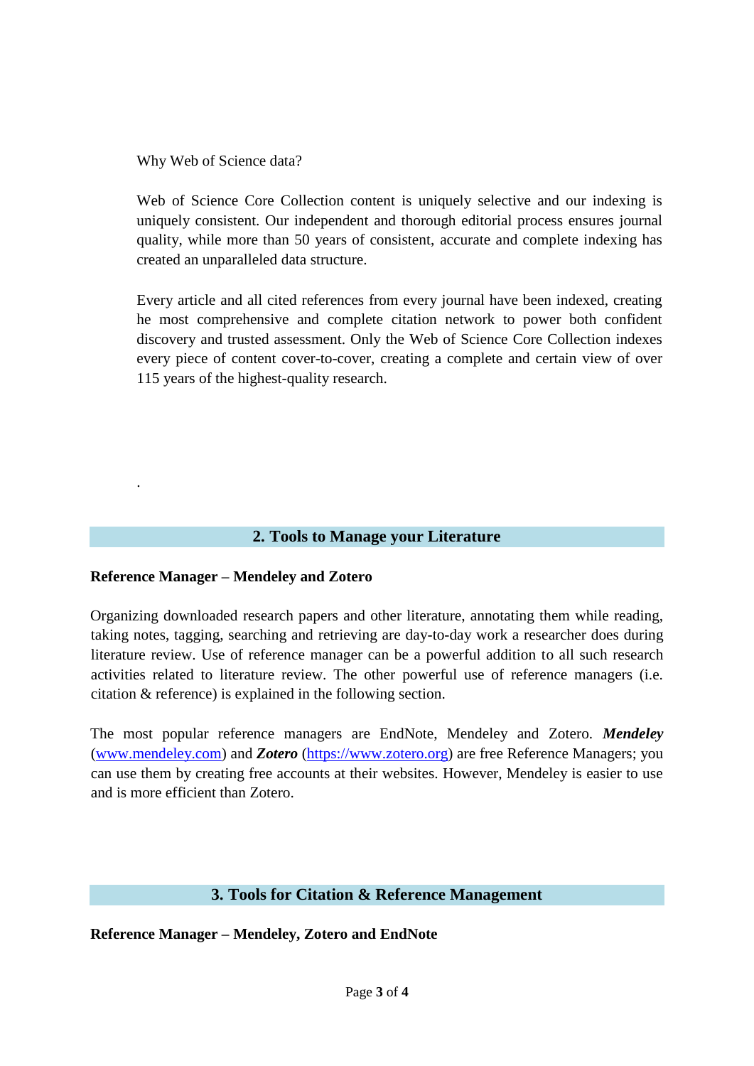Why Web of Science data?

Web of Science Core Collection content is uniquely selective and our indexing is uniquely consistent. Our independent and thorough editorial process ensures journal quality, while more than 50 years of consistent, accurate and complete indexing has created an unparalleled data structure.

Every article and all cited references from every journal have been indexed, creating he most comprehensive and complete citation network to power both confident discovery and trusted assessment. Only the Web of Science Core Collection indexes every piece of content cover-to-cover, creating a complete and certain view of over 115 years of the highest-quality research.

.

## 2. Tools to Manage your Literature

**Reference Manager – Mendeley and Zotero**

Organizing downloaded research papers and other literature, annotating them while reading, taking notes, tagging, searching and retrieving are day-to-day work a researcher does during literature review. Use of reference manager can be a powerful addition to all such research activities related to literature review. The other powerful use of reference managers (i.e. citation & reference) is explained in the following section.

The most popular reference managers are EndNote, Mendeley and Zotero. ***Mendeley*** (www.mendeley.com) and ***Zotero*** (https://www.zotero.org) are free Reference Managers; you can use them by creating free accounts at their websites. However, Mendeley is easier to use and is more efficient than Zotero.

## 3. Tools for Citation & Reference Management

**Reference Manager – Mendeley, Zotero and EndNote**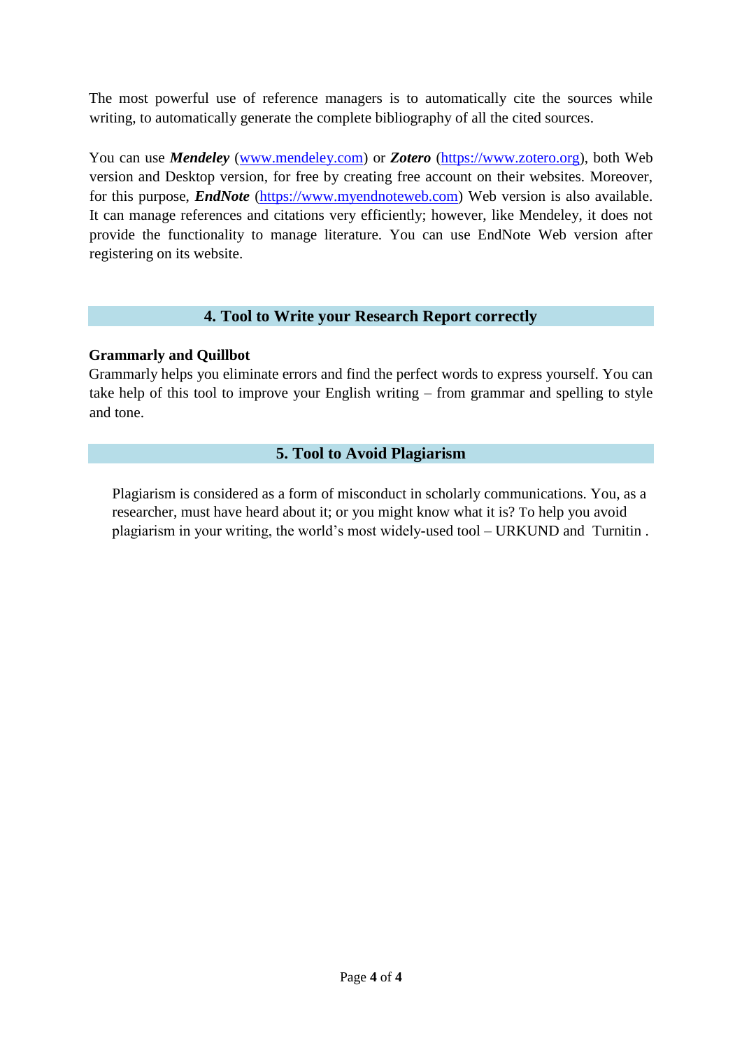The most powerful use of reference managers is to automatically cite the sources while writing, to automatically generate the complete bibliography of all the cited sources.

You can use ***Mendeley*** ([www.mendeley.com](www.mendeley.com)) or ***Zotero*** ([https://www.zotero.org](https://www.zotero.org)), both Web version and Desktop version, for free by creating free account on their websites. Moreover, for this purpose, ***EndNote*** ([https://www.myendnoteweb.com](https://www.myendnoteweb.com)) Web version is also available. It can manage references and citations very efficiently; however, like Mendeley, it does not provide the functionality to manage literature. You can use EndNote Web version after registering on its website.

## 4. Tool to Write your Research Report correctly

**Grammarly and Quillbot**

Grammarly helps you eliminate errors and find the perfect words to express yourself. You can take help of this tool to improve your English writing – from grammar and spelling to style and tone.

## 5. Tool to Avoid Plagiarism

Plagiarism is considered as a form of misconduct in scholarly communications. You, as a researcher, must have heard about it; or you might know what it is? To help you avoid plagiarism in your writing, the world's most widely-used tool – URKUND and Turnitin .